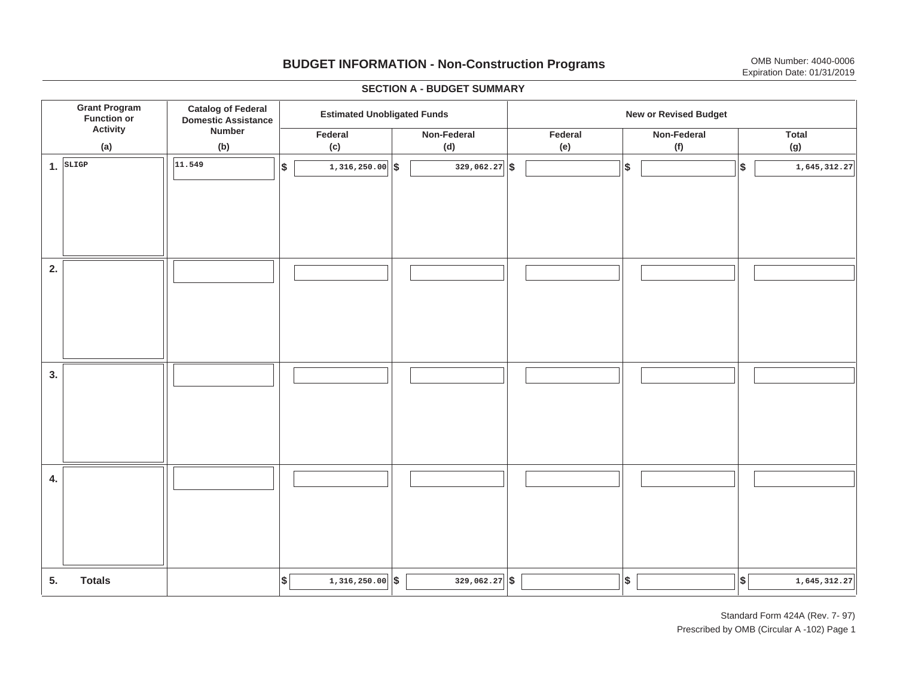# BUDGET INFORMATION - Non-Construction Programs

OMB Number: 4040-0006
Expiration Date: 01/31/2019

## SECTION A - BUDGET SUMMARY

| Grant Program Function or Activity (a) | Catalog of Federal Domestic Assistance Number (b) | Estimated Unobligated Funds | | New or Revised Budget | | |
|---|---|---|---|---|---|---|
| | | Federal (c) | Non-Federal (d) | Federal (e) | Non-Federal (f) | Total (g) |
| 1. SLIGP | 11.549 | $ 1,316,250.00 | $ 329,062.27 | $ | $ | $ 1,645,312.27 |
| 2. | | | | | | |
| 3. | | | | | | |
| 4. | | | | | | |
| 5. Totals | | $ 1,316,250.00 | $ 329,062.27 | $ | $ | $ 1,645,312.27 |

Standard Form 424A (Rev. 7- 97)
Prescribed by OMB (Circular A -102) Page 1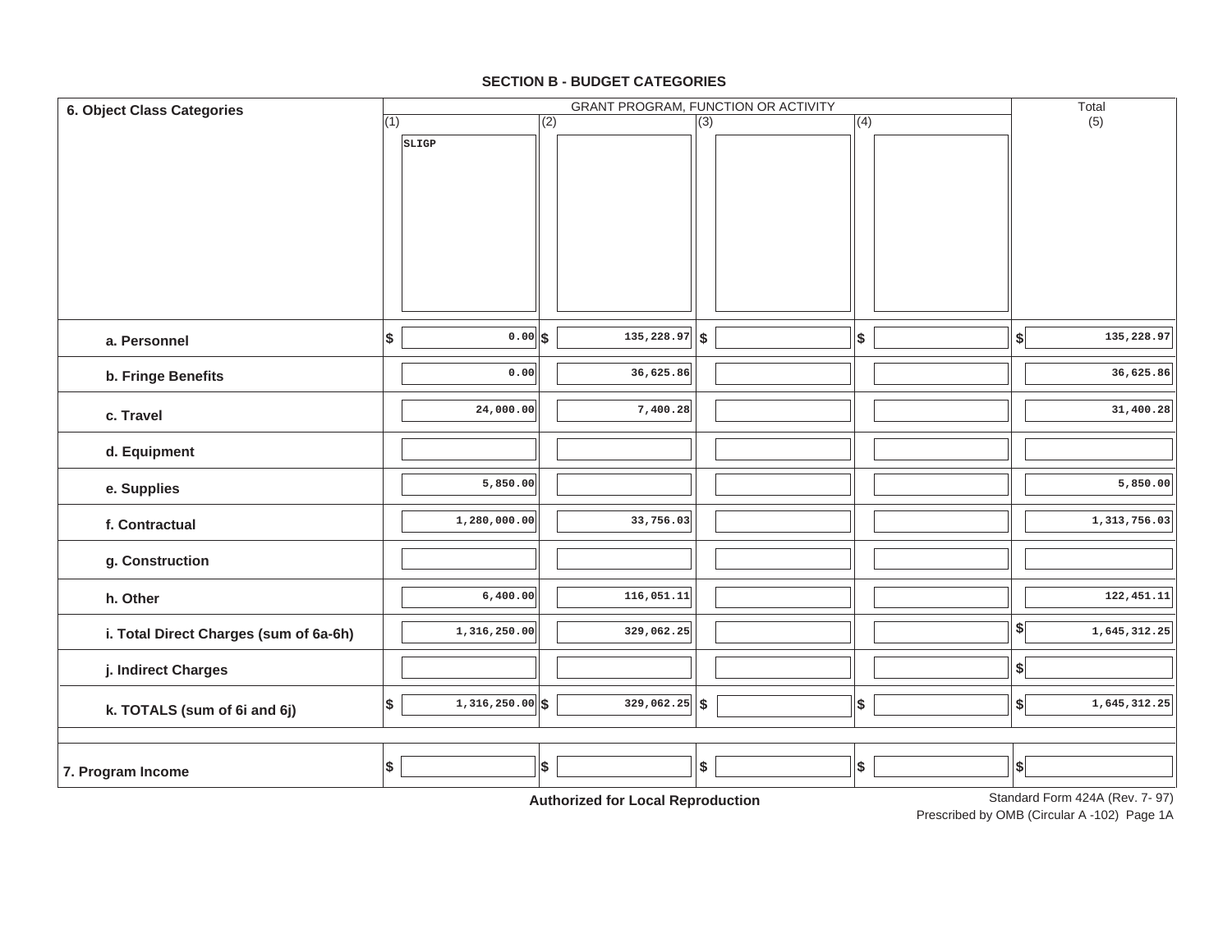## SECTION B - BUDGET CATEGORIES

| 6. Object Class Categories | GRANT PROGRAM, FUNCTION OR ACTIVITY | | | | Total |
|---|---|---|---|---|---|
| | (1) SLIGP | (2) | (3) | (4) | (5) |
| a. Personnel | $ 0.00 | $ 135,228.97 | $ | $ | $ 135,228.97 |
| b. Fringe Benefits | 0.00 | 36,625.86 | | | 36,625.86 |
| c. Travel | 24,000.00 | 7,400.28 | | | 31,400.28 |
| d. Equipment | | | | | |
| e. Supplies | 5,850.00 | | | | 5,850.00 |
| f. Contractual | 1,280,000.00 | 33,756.03 | | | 1,313,756.03 |
| g. Construction | | | | | |
| h. Other | 6,400.00 | 116,051.11 | | | 122,451.11 |
| i. Total Direct Charges (sum of 6a-6h) | 1,316,250.00 | 329,062.25 | | | $ 1,645,312.25 |
| j. Indirect Charges | | | | | $ |
| k. TOTALS (sum of 6i and 6j) | $ 1,316,250.00 | $ 329,062.25 | $ | $ | $ 1,645,312.25 |
| 7. Program Income | $ | $ | $ | $ | $ |

**Authorized for Local Reproduction**

Standard Form 424A (Rev. 7- 97)
Prescribed by OMB (Circular A -102) Page 1A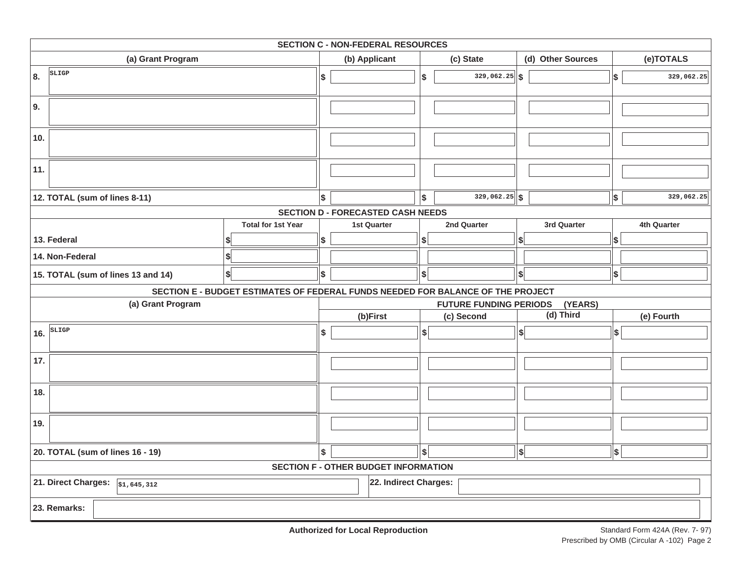## SECTION C - NON-FEDERAL RESOURCES

| (a) Grant Program | (b) Applicant | (c) State | (d) Other Sources | (e)TOTALS |
|---|---|---|---|---|
| 8. SLIGP | $ | $ 329,062.25 | $ | $ 329,062.25 |
| 9. | | | | |
| 10. | | | | |
| 11. | | | | |
| 12. TOTAL (sum of lines 8-11) | $ | $ 329,062.25 | $ | $ 329,062.25 |

## SECTION D - FORECASTED CASH NEEDS

| | Total for 1st Year | 1st Quarter | 2nd Quarter | 3rd Quarter | 4th Quarter |
|---|---|---|---|---|---|
| 13. Federal | $ | $ | $ | $ | $ |
| 14. Non-Federal | $ | | | | |
| 15. TOTAL (sum of lines 13 and 14) | $ | $ | $ | $ | $ |

## SECTION E - BUDGET ESTIMATES OF FEDERAL FUNDS NEEDED FOR BALANCE OF THE PROJECT

| (a) Grant Program | FUTURE FUNDING PERIODS (YEARS) | | | |
|---|---|---|---|---|
| | (b)First | (c) Second | (d) Third | (e) Fourth |
| 16. SLIGP | $ | $ | $ | $ |
| 17. | | | | |
| 18. | | | | |
| 19. | | | | |
| 20. TOTAL (sum of lines 16 - 19) | $ | $ | $ | $ |

## SECTION F - OTHER BUDGET INFORMATION

**21. Direct Charges:** $1,645,312

**22. Indirect Charges:**

**23. Remarks:**

**Authorized for Local Reproduction**

Standard Form 424A (Rev. 7- 97)
Prescribed by OMB (Circular A -102) Page 2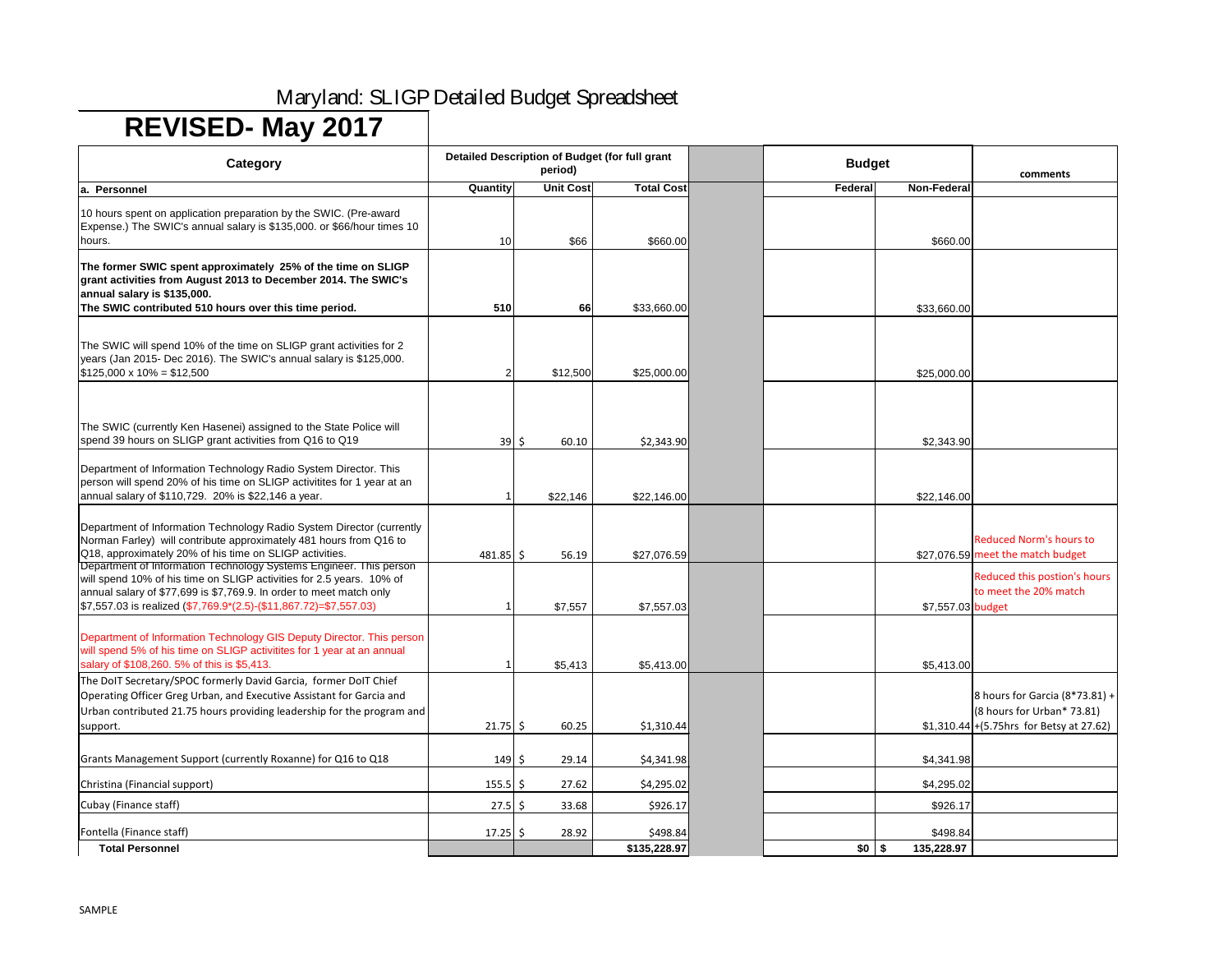# Maryland: SLIGP Detailed Budget Spreadsheet

## REVISED- May 2017

| Category | Detailed Description of Budget (for full grant period) | | | | Budget | | comments |
|---|---|---|---|---|---|---|---|
| **a. Personnel** | **Quantity** | **Unit Cost** | **Total Cost** | | **Federal** | **Non-Federal** | |
| 10 hours spent on application preparation by the SWIC. (Pre-award Expense.) The SWIC's annual salary is $135,000. or $66/hour times 10 hours. | 10 | $66 | $660.00 | | | $660.00 | |
| **The former SWIC spent approximately 25% of the time on SLIGP grant activities from August 2013 to December 2014. The SWIC's annual salary is $135,000. The SWIC contributed 510 hours over this time period.** | **510** | **66** | $33,660.00 | | | $33,660.00 | |
| The SWIC will spend 10% of the time on SLIGP grant activities for 2 years (Jan 2015- Dec 2016). The SWIC's annual salary is $125,000. $125,000 x 10% = $12,500 | 2 | $12,500 | $25,000.00 | | | $25,000.00 | |
| The SWIC (currently Ken Hasenei) assigned to the State Police will spend 39 hours on SLIGP grant activities from Q16 to Q19 | 39 | $ 60.10 | $2,343.90 | | | $2,343.90 | |
| Department of Information Technology Radio System Director. This person will spend 20% of his time on SLIGP activitites for 1 year at an annual salary of $110,729. 20% is $22,146 a year. | 1 | $22,146 | $22,146.00 | | | $22,146.00 | |
| Department of Information Technology Radio System Director (currently Norman Farley) will contribute approximately 481 hours from Q16 to Q18, approximately 20% of his time on SLIGP activities. | 481.85 | $ 56.19 | $27,076.59 | | | $27,076.59 | Reduced Norm's hours to meet the match budget |
| Department of Information Technology Systems Engineer. This person will spend 10% of his time on SLIGP activities for 2.5 years. 10% of annual salary of $77,699 is $7,769.9. In order to meet match only $7,557.03 is realized ($7,769.9*(2.5)-($11,867.72)=$7,557.03) | 1 | $7,557 | $7,557.03 | | | $7,557.03 | Reduced this postion's hours to meet the 20% match budget |
| Department of Information Technology GIS Deputy Director. This person will spend 5% of his time on SLIGP activitites for 1 year at an annual salary of $108,260. 5% of this is $5,413. | 1 | $5,413 | $5,413.00 | | | $5,413.00 | |
| The DoIT Secretary/SPOC formerly David Garcia, former DoIT Chief Operating Officer Greg Urban, and Executive Assistant for Garcia and Urban contributed 21.75 hours providing leadership for the program and support. | 21.75 | $ 60.25 | $1,310.44 | | | $1,310.44 | 8 hours for Garcia (8*73.81) + (8 hours for Urban* 73.81) +(5.75hrs for Betsy at 27.62) |
| Grants Management Support (currently Roxanne) for Q16 to Q18 | 149 | $ 29.14 | $4,341.98 | | | $4,341.98 | |
| Christina (Financial support) | 155.5 | $ 27.62 | $4,295.02 | | | $4,295.02 | |
| Cubay (Finance staff) | 27.5 | $ 33.68 | $926.17 | | | $926.17 | |
| Fontella (Finance staff) | 17.25 | $ 28.92 | $498.84 | | | $498.84 | |
| **Total Personnel** | | | **$135,228.97** | | **$0** | **$ 135,228.97** | |

SAMPLE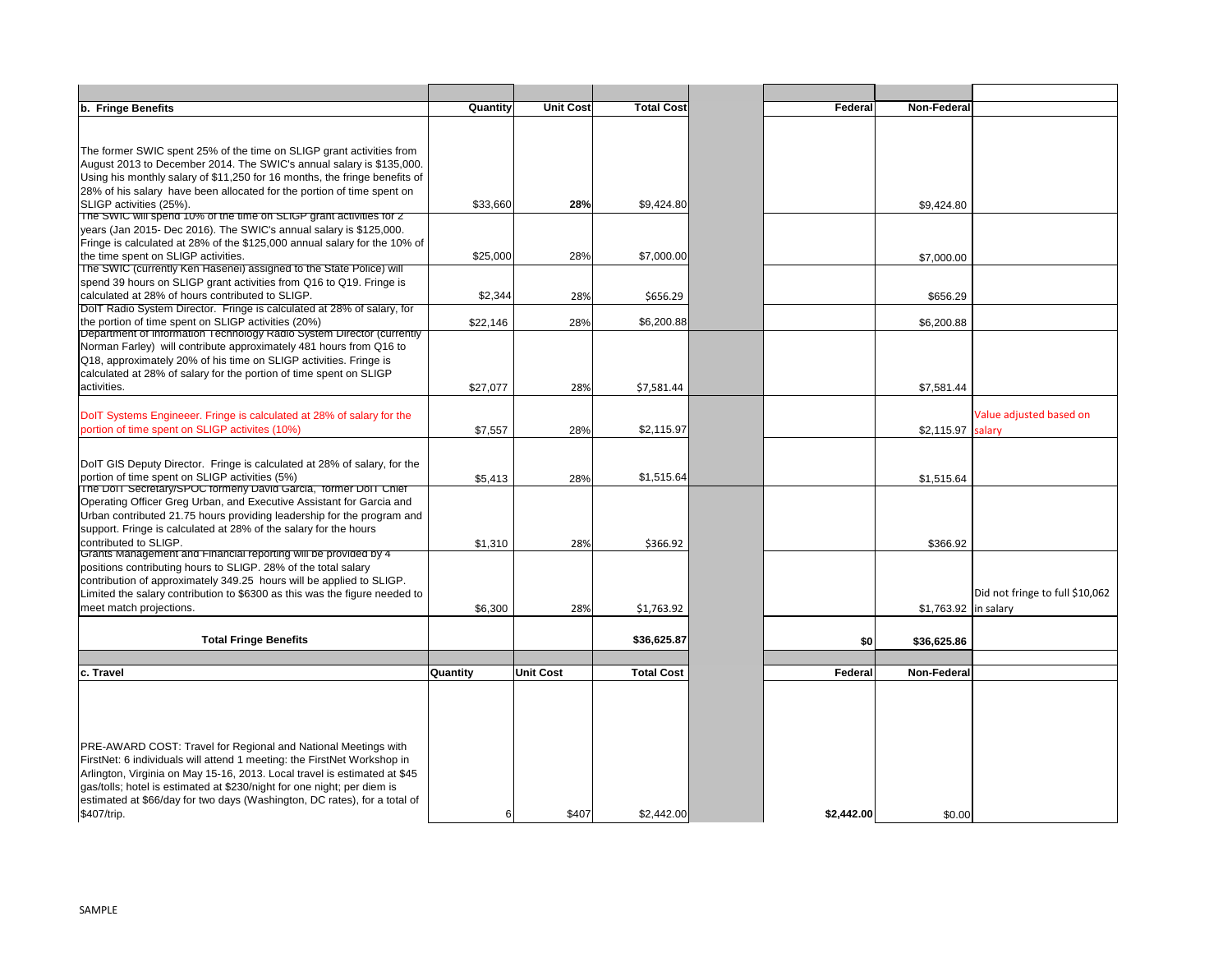| b. Fringe Benefits | Quantity | Unit Cost | Total Cost | | Federal | Non-Federal | |
|---|---|---|---|---|---|---|---|
| The former SWIC spent 25% of the time on SLIGP grant activities from August 2013 to December 2014. The SWIC's annual salary is $135,000. Using his monthly salary of $11,250 for 16 months, the fringe benefits of 28% of his salary have been allocated for the portion of time spent on SLIGP activities (25%). | $33,660 | **28%** | $9,424.80 | | | $9,424.80 | |
| The SWIC will spend 10% of the time on SLIGP grant activities for 2 years (Jan 2015- Dec 2016). The SWIC's annual salary is $125,000. Fringe is calculated at 28% of the $125,000 annual salary for the 10% of the time spent on SLIGP activities. | $25,000 | 28% | $7,000.00 | | | $7,000.00 | |
| The SWIC (currently Ken Hasenei) assigned to the State Police) will spend 39 hours on SLIGP grant activities from Q16 to Q19. Fringe is calculated at 28% of hours contributed to SLIGP. | $2,344 | 28% | $656.29 | | | $656.29 | |
| DoIT Radio System Director. Fringe is calculated at 28% of salary, for the portion of time spent on SLIGP activities (20%) | $22,146 | 28% | $6,200.88 | | | $6,200.88 | |
| Department of Information Technology Radio System Director (currently Norman Farley) will contribute approximately 481 hours from Q16 to Q18, approximately 20% of his time on SLIGP activities. Fringe is calculated at 28% of salary for the portion of time spent on SLIGP activities. | $27,077 | 28% | $7,581.44 | | | $7,581.44 | |
| DoIT Systems Engineeer. Fringe is calculated at 28% of salary for the portion of time spent on SLIGP activites (10%) | $7,557 | 28% | $2,115.97 | | | $2,115.97 | Value adjusted based on salary |
| DoIT GIS Deputy Director. Fringe is calculated at 28% of salary, for the portion of time spent on SLIGP activities (5%) | $5,413 | 28% | $1,515.64 | | | $1,515.64 | |
| The DoIT Secretary/SPOC formerly David Garcia, former DoIT Chief Operating Officer Greg Urban, and Executive Assistant for Garcia and Urban contributed 21.75 hours providing leadership for the program and support. Fringe is calculated at 28% of the salary for the hours contributed to SLIGP. | $1,310 | 28% | $366.92 | | | $366.92 | |
| Grants Management and Financial reporting will be provided by 4 positions contributing hours to SLIGP. 28% of the total salary contribution of approximately 349.25 hours will be applied to SLIGP. Limited the salary contribution to $6300 as this was the figure needed to meet match projections. | $6,300 | 28% | $1,763.92 | | | $1,763.92 | Did not fringe to full $10,062 in salary |
| **Total Fringe Benefits** | | | **$36,625.87** | | **$0** | **$36,625.86** | |
| | | | | | | | |
| **c. Travel** | **Quantity** | **Unit Cost** | **Total Cost** | | **Federal** | **Non-Federal** | |
| PRE-AWARD COST: Travel for Regional and National Meetings with FirstNet: 6 individuals will attend 1 meeting: the FirstNet Workshop in Arlington, Virginia on May 15-16, 2013. Local travel is estimated at $45 gas/tolls; hotel is estimated at $230/night for one night; per diem is estimated at $66/day for two days (Washington, DC rates), for a total of $407/trip. | 6 | $407 | $2,442.00 | | **$2,442.00** | $0.00 | |

SAMPLE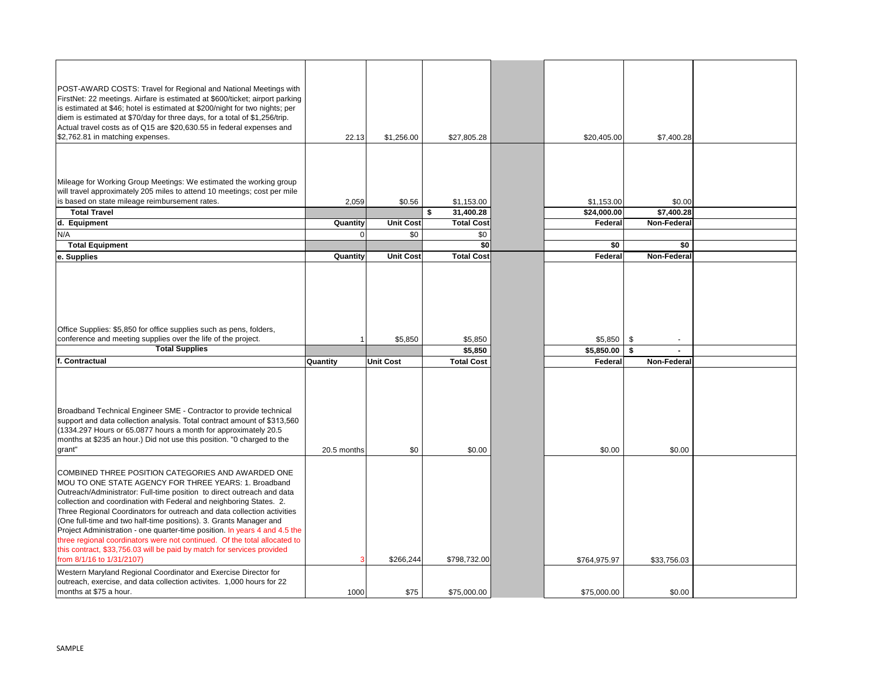| | | | | | | | |
|---|---|---|---|---|---|---|---|
| POST-AWARD COSTS: Travel for Regional and National Meetings with FirstNet: 22 meetings. Airfare is estimated at $600/ticket; airport parking is estimated at $46; hotel is estimated at $200/night for two nights; per diem is estimated at $70/day for three days, for a total of $1,256/trip. Actual travel costs as of Q15 are $20,630.55 in federal expenses and $2,762.81 in matching expenses. | 22.13 | $1,256.00 | $27,805.28 | | $20,405.00 | $7,400.28 | |
| Mileage for Working Group Meetings: We estimated the working group will travel approximately 205 miles to attend 10 meetings; cost per mile is based on state mileage reimbursement rates. | 2,059 | $0.56 | $1,153.00 | | $1,153.00 | $0.00 | |
| **Total Travel** | | | **$ 31,400.28** | | **$24,000.00** | **$7,400.28** | |
| **d. Equipment** | **Quantity** | **Unit Cost** | **Total Cost** | | **Federal** | **Non-Federal** | |
| N/A | 0 | $0 | $0 | | | | |
| **Total Equipment** | | | **$0** | | **$0** | **$0** | |
| **e. Supplies** | **Quantity** | **Unit Cost** | **Total Cost** | | **Federal** | **Non-Federal** | |
| Office Supplies: $5,850 for office supplies such as pens, folders, conference and meeting supplies over the life of the project. | 1 | $5,850 | $5,850 | | $5,850 | $ - | |
| **Total Supplies** | | | **$5,850** | | **$5,850.00** | **$ -** | |
| **f. Contractual** | **Quantity** | **Unit Cost** | **Total Cost** | | **Federal** | **Non-Federal** | |
| Broadband Technical Engineer SME - Contractor to provide technical support and data collection analysis. Total contract amount of $313,560 (1334.297 Hours or 65.0877 hours a month for approximately 20.5 months at $235 an hour.) Did not use this position. "0 charged to the grant" | 20.5 months | $0 | $0.00 | | $0.00 | $0.00 | |
| COMBINED THREE POSITION CATEGORIES AND AWARDED ONE MOU TO ONE STATE AGENCY FOR THREE YEARS: 1. Broadband Outreach/Administrator: Full-time position to direct outreach and data collection and coordination with Federal and neighboring States. 2. Three Regional Coordinators for outreach and data collection activities (One full-time and two half-time positions). 3. Grants Manager and Project Administration - one quarter-time position. In years 4 and 4.5 the three regional coordinators were not continued. Of the total allocated to this contract, $33,756.03 will be paid by match for services provided from 8/1/16 to 1/31/2107) | 3 | $266,244 | $798,732.00 | | $764,975.97 | $33,756.03 | |
| Western Maryland Regional Coordinator and Exercise Director for outreach, exercise, and data collection activites. 1,000 hours for 22 months at $75 a hour. | 1000 | $75 | $75,000.00 | | $75,000.00 | $0.00 | |

SAMPLE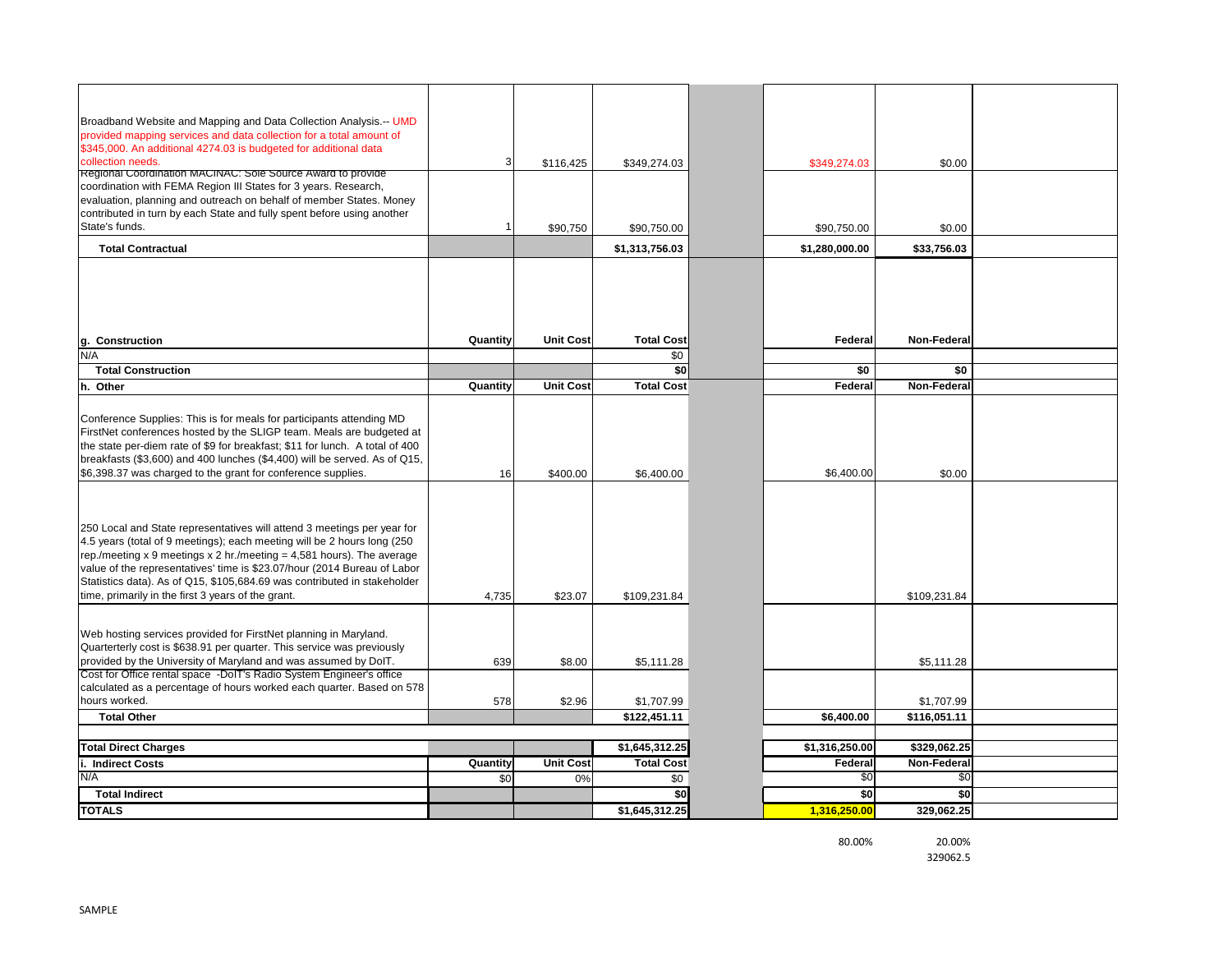| | | | | | Federal | Non-Federal | |
|---|---|---|---|---|---|---|---|
| Broadband Website and Mapping and Data Collection Analysis.-- UMD provided mapping services and data collection for a total amount of $345,000. An additional 4274.03 is budgeted for additional data collection needs. | 3 | $116,425 | $349,274.03 | | $349,274.03 | $0.00 | |
| Regional Coordination MACINAC: Sole Source Award to provide coordination with FEMA Region III States for 3 years. Research, evaluation, planning and outreach on behalf of member States. Money contributed in turn by each State and fully spent before using another State's funds. | 1 | $90,750 | $90,750.00 | | $90,750.00 | $0.00 | |
| **Total Contractual** | | | **$1,313,756.03** | | **$1,280,000.00** | **$33,756.03** | |
| **g. Construction** | **Quantity** | **Unit Cost** | **Total Cost** | | **Federal** | **Non-Federal** | |
| N/A | | | $0 | | | | |
| **Total Construction** | | | **$0** | | **$0** | **$0** | |
| **h. Other** | **Quantity** | **Unit Cost** | **Total Cost** | | **Federal** | **Non-Federal** | |
| Conference Supplies: This is for meals for participants attending MD FirstNet conferences hosted by the SLIGP team. Meals are budgeted at the state per-diem rate of $9 for breakfast; $11 for lunch. A total of 400 breakfasts ($3,600) and 400 lunches ($4,400) will be served. As of Q15, $6,398.37 was charged to the grant for conference supplies. | 16 | $400.00 | $6,400.00 | | $6,400.00 | $0.00 | |
| 250 Local and State representatives will attend 3 meetings per year for 4.5 years (total of 9 meetings); each meeting will be 2 hours long (250 rep./meeting x 9 meetings x 2 hr./meeting = 4,581 hours). The average value of the representatives' time is $23.07/hour (2014 Bureau of Labor Statistics data). As of Q15, $105,684.69 was contributed in stakeholder time, primarily in the first 3 years of the grant. | 4,735 | $23.07 | $109,231.84 | | | $109,231.84 | |
| Web hosting services provided for FirstNet planning in Maryland. Quarterterly cost is $638.91 per quarter. This service was previously provided by the University of Maryland and was assumed by DoIT. | 639 | $8.00 | $5,111.28 | | | $5,111.28 | |
| Cost for Office rental space -DoIT's Radio System Engineer's office calculated as a percentage of hours worked each quarter. Based on 578 hours worked. | 578 | $2.96 | $1,707.99 | | | $1,707.99 | |
| **Total Other** | | | **$122,451.11** | | **$6,400.00** | **$116,051.11** | |
| | | | | | | | |
| **Total Direct Charges** | | | **$1,645,312.25** | | **$1,316,250.00** | **$329,062.25** | |
| **i. Indirect Costs** | **Quantity** | **Unit Cost** | **Total Cost** | | **Federal** | **Non-Federal** | |
| N/A | $0 | 0% | $0 | | $0 | $0 | |
| **Total Indirect** | | | **$0** | | **$0** | **$0** | |
| **TOTALS** | | | **$1,645,312.25** | | **1,316,250.00** | **329,062.25** | |
| | | | | | 80.00% | 20.00% | |
| | | | | | | 329062.5 | |

SAMPLE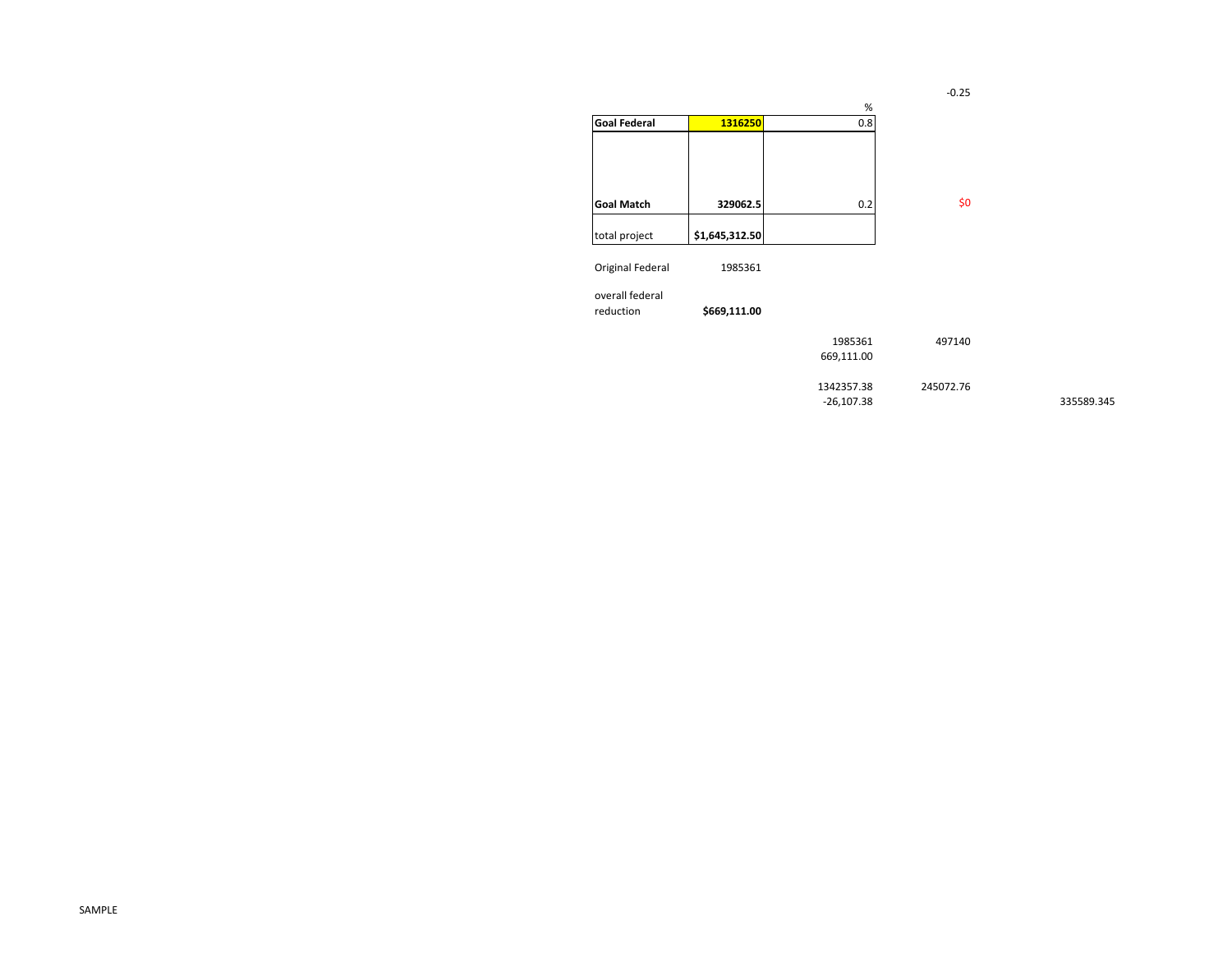-0.25

| | | % |
|---|---|---|
| **Goal Federal** | **1316250** | 0.8 |
| | | |
| **Goal Match** | **329062.5** | 0.2 |
| total project | **$1,645,312.50** | |

$0

| | |
|---|---|
| Original Federal | 1985361 |
| overall federal reduction | **$669,111.00** |

| | | |
|---|---|---|
| 1985361 | 497140 | |
| 669,111.00 | | |
| 1342357.38 | 245072.76 | |
| -26,107.38 | | 335589.345 |

SAMPLE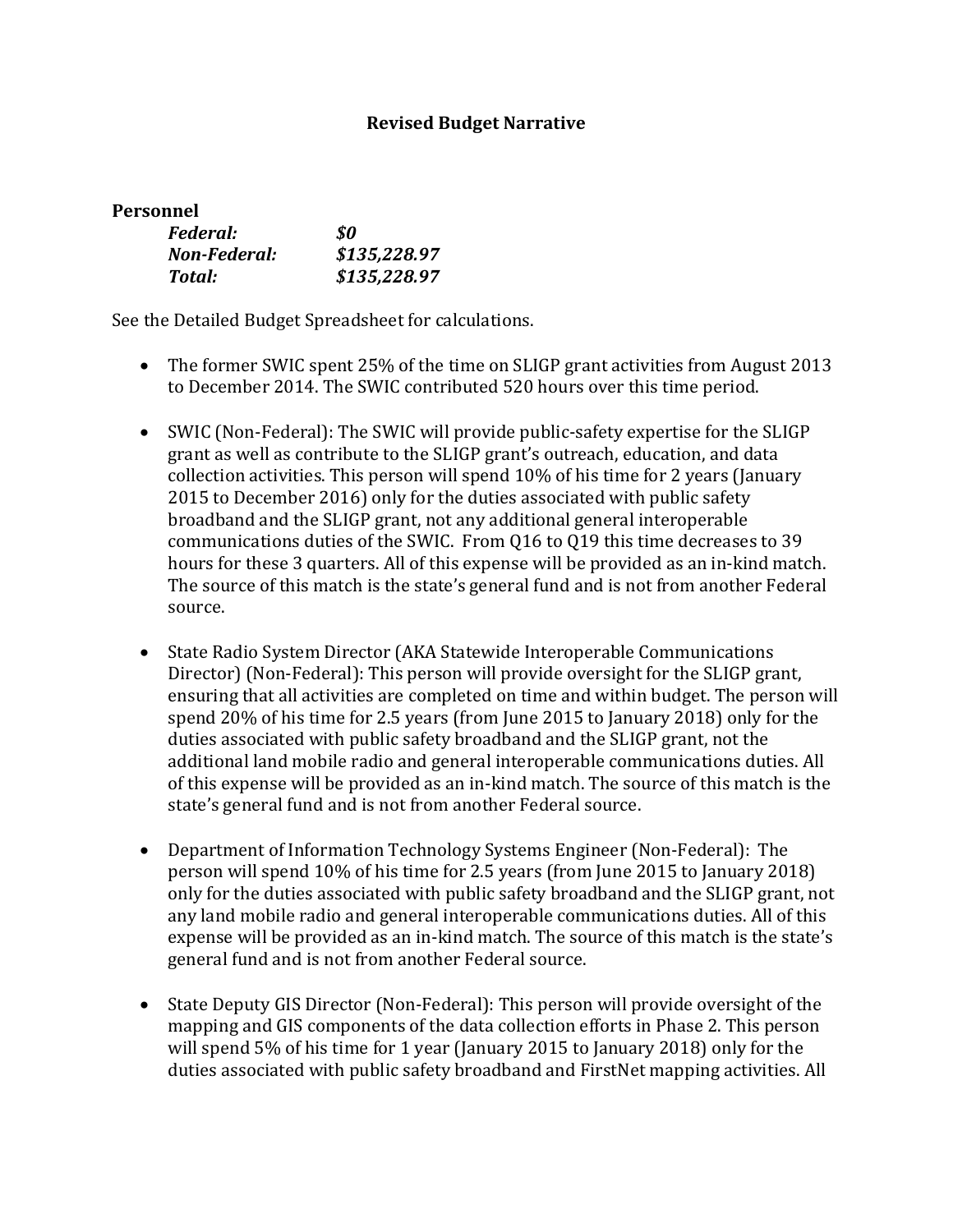## Revised Budget Narrative

### Personnel

| | |
|---|---|
| ***Federal:*** | ***$0*** |
| ***Non-Federal:*** | ***$135,228.97*** |
| ***Total:*** | ***$135,228.97*** |

See the Detailed Budget Spreadsheet for calculations.

- The former SWIC spent 25% of the time on SLIGP grant activities from August 2013 to December 2014. The SWIC contributed 520 hours over this time period.

- SWIC (Non-Federal): The SWIC will provide public-safety expertise for the SLIGP grant as well as contribute to the SLIGP grant's outreach, education, and data collection activities. This person will spend 10% of his time for 2 years (January 2015 to December 2016) only for the duties associated with public safety broadband and the SLIGP grant, not any additional general interoperable communications duties of the SWIC. From Q16 to Q19 this time decreases to 39 hours for these 3 quarters. All of this expense will be provided as an in-kind match. The source of this match is the state's general fund and is not from another Federal source.

- State Radio System Director (AKA Statewide Interoperable Communications Director) (Non-Federal): This person will provide oversight for the SLIGP grant, ensuring that all activities are completed on time and within budget. The person will spend 20% of his time for 2.5 years (from June 2015 to January 2018) only for the duties associated with public safety broadband and the SLIGP grant, not the additional land mobile radio and general interoperable communications duties. All of this expense will be provided as an in-kind match. The source of this match is the state's general fund and is not from another Federal source.

- Department of Information Technology Systems Engineer (Non-Federal): The person will spend 10% of his time for 2.5 years (from June 2015 to January 2018) only for the duties associated with public safety broadband and the SLIGP grant, not any land mobile radio and general interoperable communications duties. All of this expense will be provided as an in-kind match. The source of this match is the state's general fund and is not from another Federal source.

- State Deputy GIS Director (Non-Federal): This person will provide oversight of the mapping and GIS components of the data collection efforts in Phase 2. This person will spend 5% of his time for 1 year (January 2015 to January 2018) only for the duties associated with public safety broadband and FirstNet mapping activities. All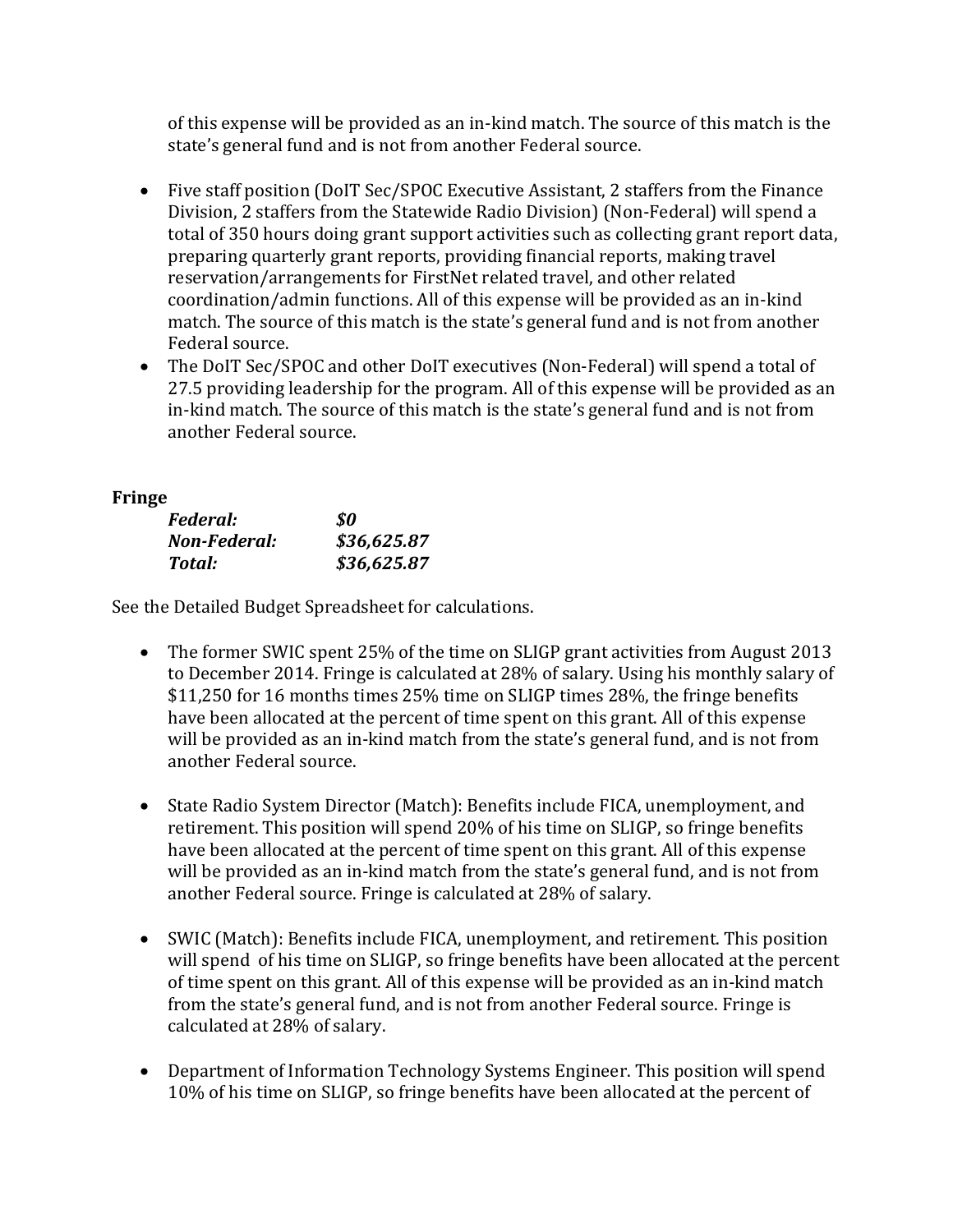of this expense will be provided as an in-kind match. The source of this match is the state's general fund and is not from another Federal source.

- Five staff position (DoIT Sec/SPOC Executive Assistant, 2 staffers from the Finance Division, 2 staffers from the Statewide Radio Division) (Non-Federal) will spend a total of 350 hours doing grant support activities such as collecting grant report data, preparing quarterly grant reports, providing financial reports, making travel reservation/arrangements for FirstNet related travel, and other related coordination/admin functions. All of this expense will be provided as an in-kind match. The source of this match is the state's general fund and is not from another Federal source.
- The DoIT Sec/SPOC and other DoIT executives (Non-Federal) will spend a total of 27.5 providing leadership for the program. All of this expense will be provided as an in-kind match. The source of this match is the state's general fund and is not from another Federal source.

**Fringe**

| | |
|---|---|
| ***Federal:*** | ***$0*** |
| ***Non-Federal:*** | ***$36,625.87*** |
| ***Total:*** | ***$36,625.87*** |

See the Detailed Budget Spreadsheet for calculations.

- The former SWIC spent 25% of the time on SLIGP grant activities from August 2013 to December 2014. Fringe is calculated at 28% of salary. Using his monthly salary of $11,250 for 16 months times 25% time on SLIGP times 28%, the fringe benefits have been allocated at the percent of time spent on this grant. All of this expense will be provided as an in-kind match from the state's general fund, and is not from another Federal source.

- State Radio System Director (Match): Benefits include FICA, unemployment, and retirement. This position will spend 20% of his time on SLIGP, so fringe benefits have been allocated at the percent of time spent on this grant. All of this expense will be provided as an in-kind match from the state's general fund, and is not from another Federal source. Fringe is calculated at 28% of salary.

- SWIC (Match): Benefits include FICA, unemployment, and retirement. This position will spend of his time on SLIGP, so fringe benefits have been allocated at the percent of time spent on this grant. All of this expense will be provided as an in-kind match from the state's general fund, and is not from another Federal source. Fringe is calculated at 28% of salary.

- Department of Information Technology Systems Engineer. This position will spend 10% of his time on SLIGP, so fringe benefits have been allocated at the percent of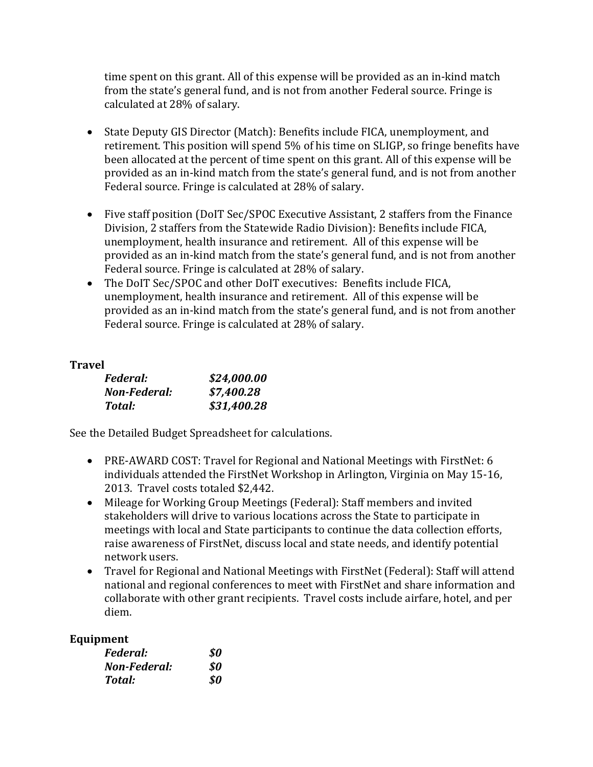time spent on this grant. All of this expense will be provided as an in-kind match from the state's general fund, and is not from another Federal source. Fringe is calculated at 28% of salary.

- State Deputy GIS Director (Match): Benefits include FICA, unemployment, and retirement. This position will spend 5% of his time on SLIGP, so fringe benefits have been allocated at the percent of time spent on this grant. All of this expense will be provided as an in-kind match from the state's general fund, and is not from another Federal source. Fringe is calculated at 28% of salary.

- Five staff position (DoIT Sec/SPOC Executive Assistant, 2 staffers from the Finance Division, 2 staffers from the Statewide Radio Division): Benefits include FICA, unemployment, health insurance and retirement. All of this expense will be provided as an in-kind match from the state's general fund, and is not from another Federal source. Fringe is calculated at 28% of salary.
- The DoIT Sec/SPOC and other DoIT executives: Benefits include FICA, unemployment, health insurance and retirement. All of this expense will be provided as an in-kind match from the state's general fund, and is not from another Federal source. Fringe is calculated at 28% of salary.

**Travel**

| | |
|---|---|
| ***Federal:*** | ***$24,000.00*** |
| ***Non-Federal:*** | ***$7,400.28*** |
| ***Total:*** | ***$31,400.28*** |

See the Detailed Budget Spreadsheet for calculations.

- PRE-AWARD COST: Travel for Regional and National Meetings with FirstNet: 6 individuals attended the FirstNet Workshop in Arlington, Virginia on May 15-16, 2013. Travel costs totaled $2,442.
- Mileage for Working Group Meetings (Federal): Staff members and invited stakeholders will drive to various locations across the State to participate in meetings with local and State participants to continue the data collection efforts, raise awareness of FirstNet, discuss local and state needs, and identify potential network users.
- Travel for Regional and National Meetings with FirstNet (Federal): Staff will attend national and regional conferences to meet with FirstNet and share information and collaborate with other grant recipients. Travel costs include airfare, hotel, and per diem.

**Equipment**

| | |
|---|---|
| ***Federal:*** | ***$0*** |
| ***Non-Federal:*** | ***$0*** |
| ***Total:*** | ***$0*** |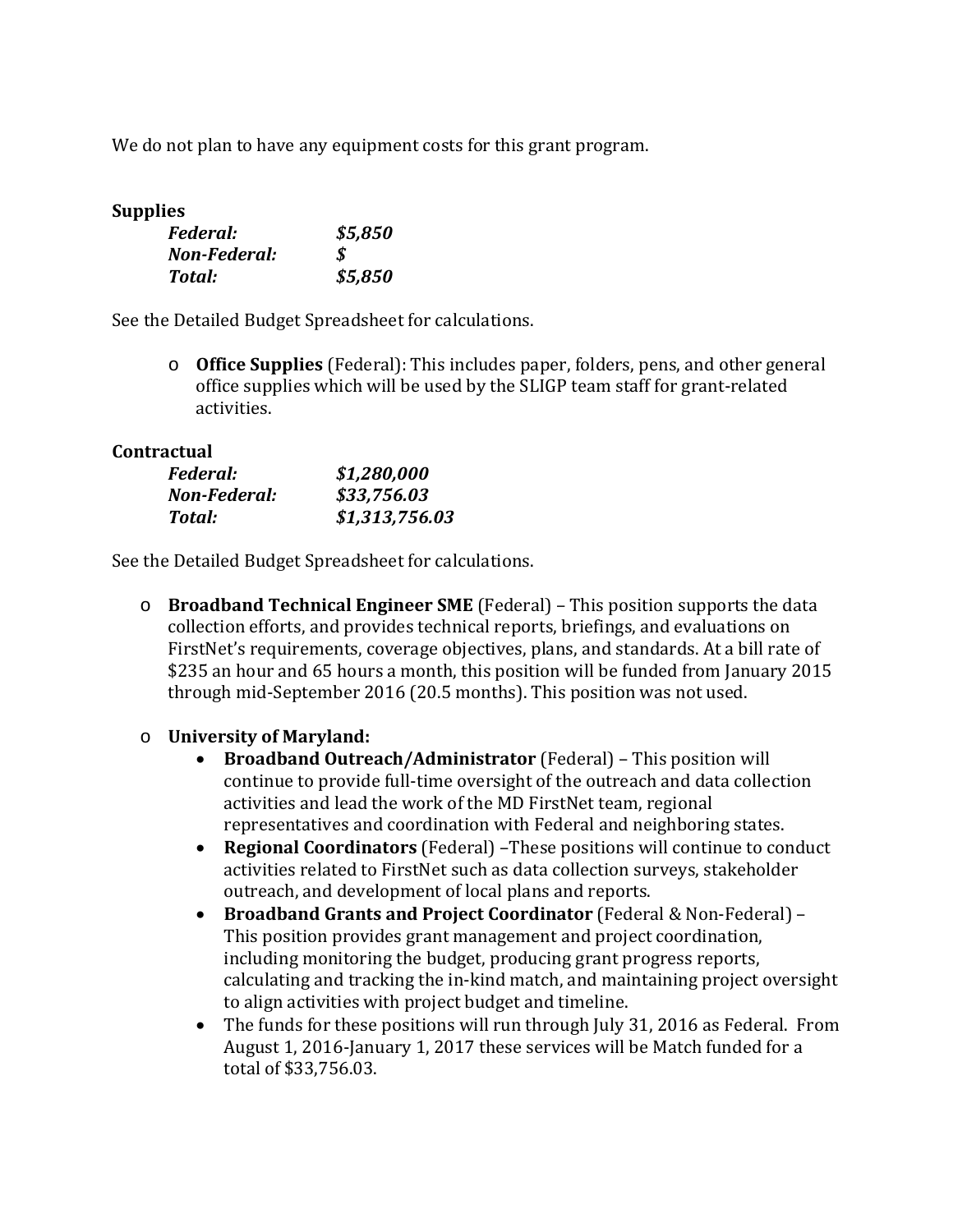We do not plan to have any equipment costs for this grant program.

**Supplies**

| | |
|---|---|
| ***Federal:*** | ***$5,850*** |
| ***Non-Federal:*** | ***$*** |
| ***Total:*** | ***$5,850*** |

See the Detailed Budget Spreadsheet for calculations.

- **Office Supplies** (Federal): This includes paper, folders, pens, and other general office supplies which will be used by the SLIGP team staff for grant-related activities.

**Contractual**

| | |
|---|---|
| ***Federal:*** | ***$1,280,000*** |
| ***Non-Federal:*** | ***$33,756.03*** |
| ***Total:*** | ***$1,313,756.03*** |

See the Detailed Budget Spreadsheet for calculations.

- **Broadband Technical Engineer SME** (Federal) – This position supports the data collection efforts, and provides technical reports, briefings, and evaluations on FirstNet's requirements, coverage objectives, plans, and standards. At a bill rate of $235 an hour and 65 hours a month, this position will be funded from January 2015 through mid-September 2016 (20.5 months). This position was not used.

- **University of Maryland:**
  - **Broadband Outreach/Administrator** (Federal) – This position will continue to provide full-time oversight of the outreach and data collection activities and lead the work of the MD FirstNet team, regional representatives and coordination with Federal and neighboring states.
  - **Regional Coordinators** (Federal) –These positions will continue to conduct activities related to FirstNet such as data collection surveys, stakeholder outreach, and development of local plans and reports.
  - **Broadband Grants and Project Coordinator** (Federal & Non-Federal) – This position provides grant management and project coordination, including monitoring the budget, producing grant progress reports, calculating and tracking the in-kind match, and maintaining project oversight to align activities with project budget and timeline.
  - The funds for these positions will run through July 31, 2016 as Federal. From August 1, 2016-January 1, 2017 these services will be Match funded for a total of $33,756.03.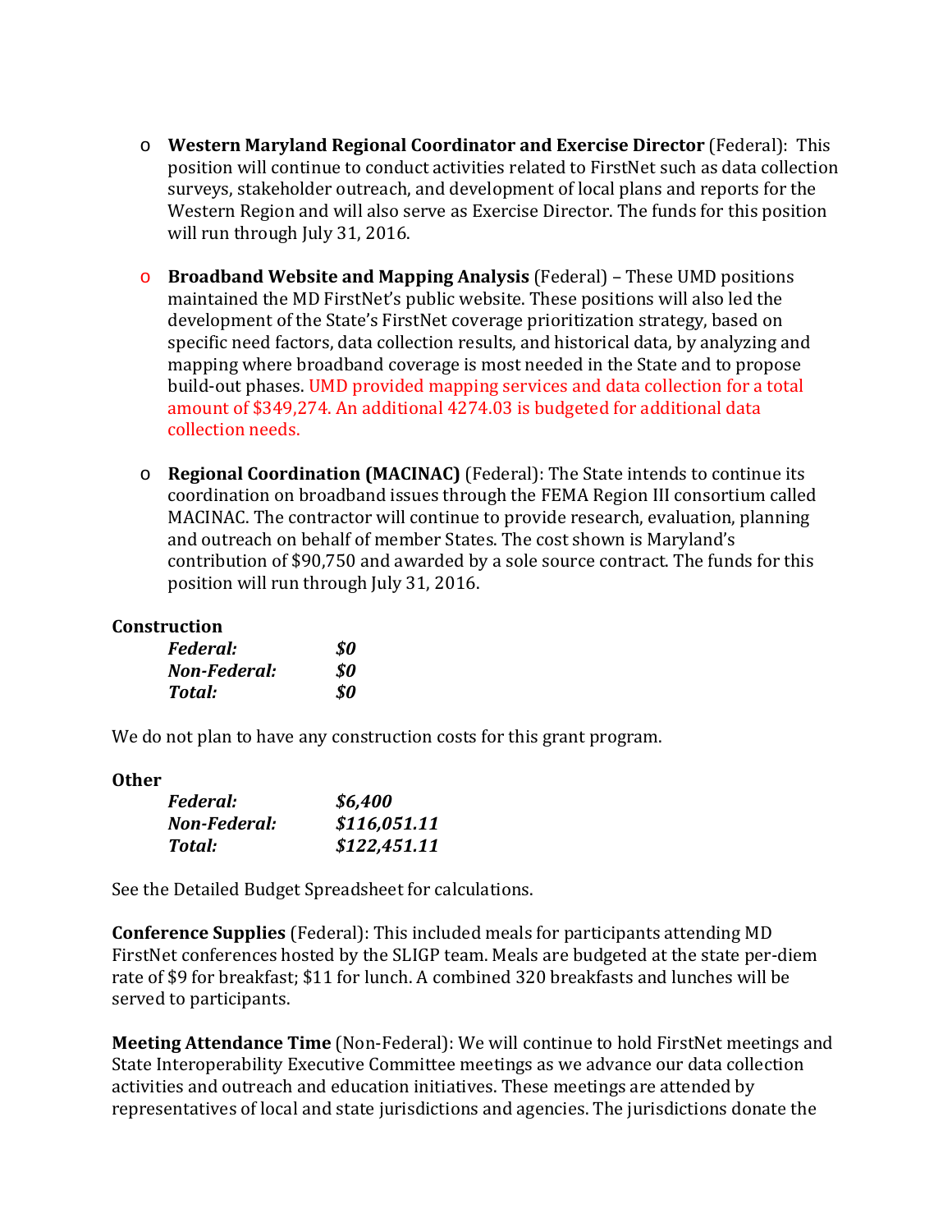- **Western Maryland Regional Coordinator and Exercise Director** (Federal): This position will continue to conduct activities related to FirstNet such as data collection surveys, stakeholder outreach, and development of local plans and reports for the Western Region and will also serve as Exercise Director. The funds for this position will run through July 31, 2016.

- **Broadband Website and Mapping Analysis** (Federal) – These UMD positions maintained the MD FirstNet's public website. These positions will also led the development of the State's FirstNet coverage prioritization strategy, based on specific need factors, data collection results, and historical data, by analyzing and mapping where broadband coverage is most needed in the State and to propose build-out phases. UMD provided mapping services and data collection for a total amount of $349,274. An additional 4274.03 is budgeted for additional data collection needs.

- **Regional Coordination (MACINAC)** (Federal): The State intends to continue its coordination on broadband issues through the FEMA Region III consortium called MACINAC. The contractor will continue to provide research, evaluation, planning and outreach on behalf of member States. The cost shown is Maryland's contribution of $90,750 and awarded by a sole source contract. The funds for this position will run through July 31, 2016.

**Construction**

| | |
|---|---|
| ***Federal:*** | ***$0*** |
| ***Non-Federal:*** | ***$0*** |
| ***Total:*** | ***$0*** |

We do not plan to have any construction costs for this grant program.

**Other**

| | |
|---|---|
| ***Federal:*** | ***$6,400*** |
| ***Non-Federal:*** | ***$116,051.11*** |
| ***Total:*** | ***$122,451.11*** |

See the Detailed Budget Spreadsheet for calculations.

**Conference Supplies** (Federal): This included meals for participants attending MD FirstNet conferences hosted by the SLIGP team. Meals are budgeted at the state per-diem rate of $9 for breakfast; $11 for lunch. A combined 320 breakfasts and lunches will be served to participants.

**Meeting Attendance Time** (Non-Federal): We will continue to hold FirstNet meetings and State Interoperability Executive Committee meetings as we advance our data collection activities and outreach and education initiatives. These meetings are attended by representatives of local and state jurisdictions and agencies. The jurisdictions donate the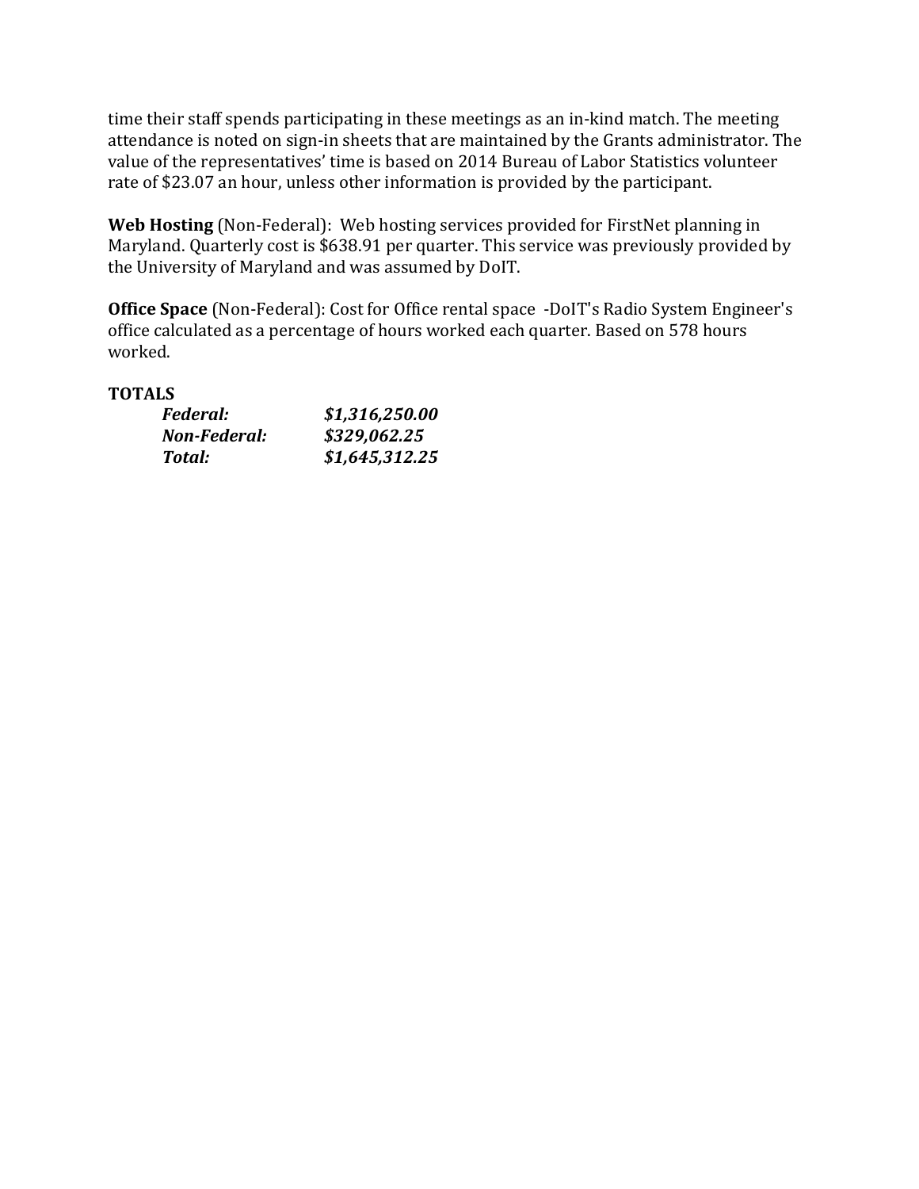time their staff spends participating in these meetings as an in-kind match. The meeting attendance is noted on sign-in sheets that are maintained by the Grants administrator. The value of the representatives' time is based on 2014 Bureau of Labor Statistics volunteer rate of $23.07 an hour, unless other information is provided by the participant.

**Web Hosting** (Non-Federal): Web hosting services provided for FirstNet planning in Maryland. Quarterly cost is $638.91 per quarter. This service was previously provided by the University of Maryland and was assumed by DoIT.

**Office Space** (Non-Federal): Cost for Office rental space -DoIT's Radio System Engineer's office calculated as a percentage of hours worked each quarter. Based on 578 hours worked.

**TOTALS**

| | |
|---|---|
| ***Federal:*** | ***$1,316,250.00*** |
| ***Non-Federal:*** | ***$329,062.25*** |
| ***Total:*** | ***$1,645,312.25*** |